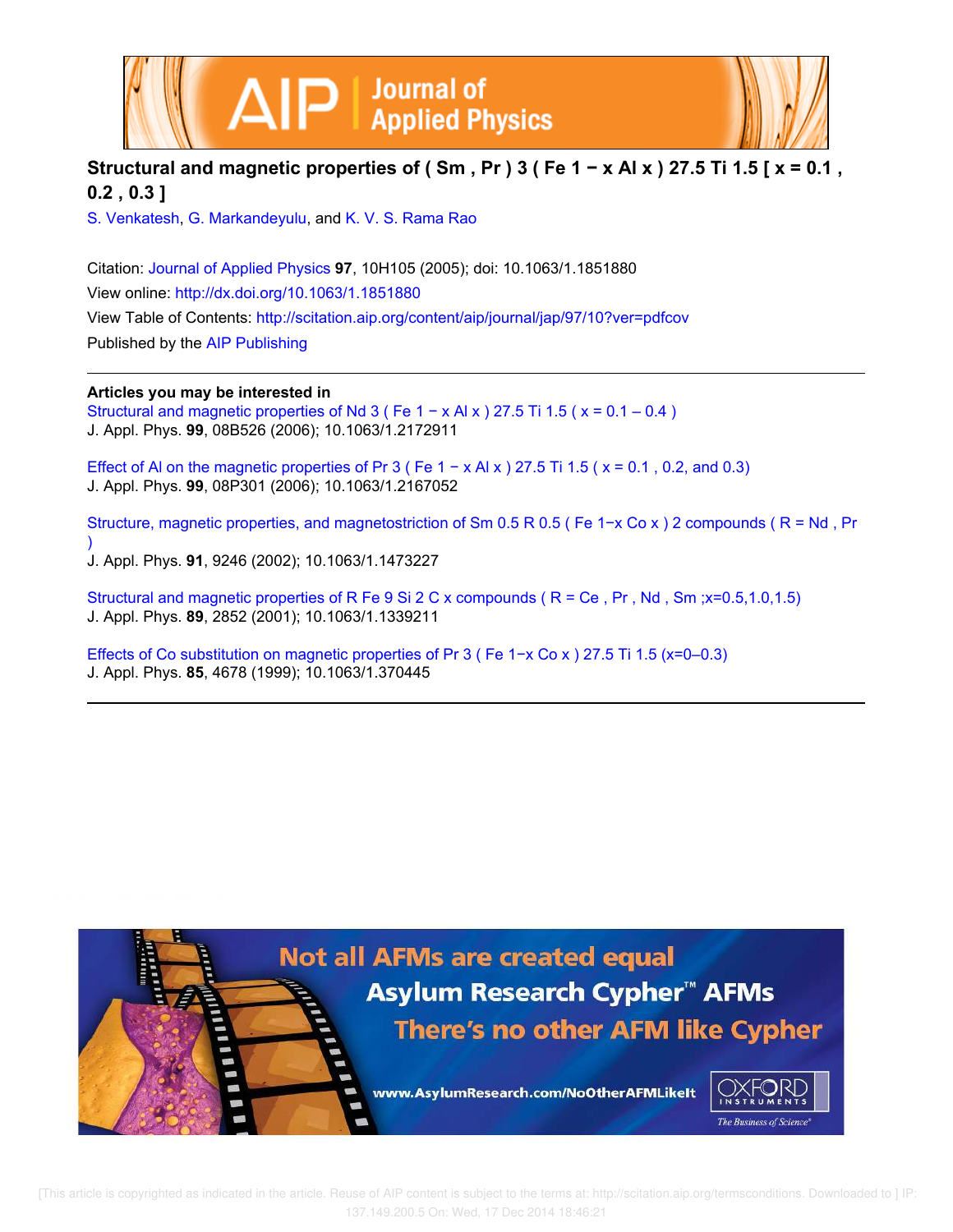# Structural and magnetic properties of $(Sm, Pr)_3(Fe_{1-x}Al_x)_{27.5}Ti_{1.5}$ [ $x = 0.1, 0.2, 0.3$ ]

S. Venkatesh, G. Markandeyulu, and K. V. S. Rama Rao

Citation: Journal of Applied Physics **97**, 10H105 (2005); doi: 10.1063/1.1851880

View online: http://dx.doi.org/10.1063/1.1851880

View Table of Contents: http://scitation.aip.org/content/aip/journal/jap/97/10?ver=pdfcov

Published by the AIP Publishing

**Articles you may be interested in**

Structural and magnetic properties of $Nd_3(Fe_{1-x}Al_x)_{27.5}Ti_{1.5}$ ( $x = 0.1 – 0.4$ )
J. Appl. Phys. **99**, 08B526 (2006); 10.1063/1.2172911

Effect of Al on the magnetic properties of $Pr_3(Fe_{1-x}Al_x)_{27.5}Ti_{1.5}$ ( $x = 0.1$ , 0.2, and 0.3)
J. Appl. Phys. **99**, 08P301 (2006); 10.1063/1.2167052

Structure, magnetic properties, and magnetostriction of $Sm_{0.5}R_{0.5}(Fe_{1-x}Co_x)_2$ compounds ( R = Nd , Pr )
J. Appl. Phys. **91**, 9246 (2002); 10.1063/1.1473227

Structural and magnetic properties of $RFe_9Si_2C_x$ compounds ( R = Ce , Pr , Nd , Sm ; x=0.5,1.0,1.5)
J. Appl. Phys. **89**, 2852 (2001); 10.1063/1.1339211

Effects of Co substitution on magnetic properties of $Pr_3(Fe_{1-x}Co_x)_{27.5}Ti_{1.5}$ (x=0–0.3)
J. Appl. Phys. **85**, 4678 (1999); 10.1063/1.370445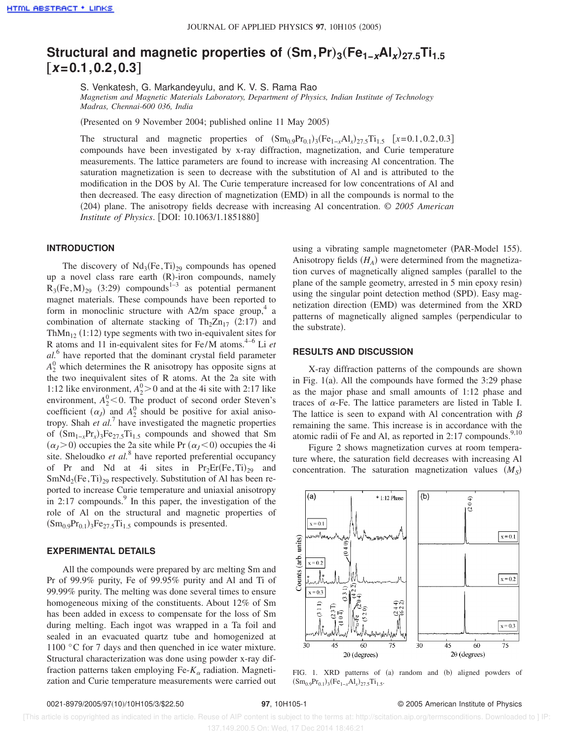# Structural and magnetic properties of $(Sm,Pr)_3(Fe_{1-x}Al_x)_{27.5}Ti_{1.5}$ [$x$=0.1,0.2,0.3]

S. Venkatesh, G. Markandeyulu, and K. V. S. Rama Rao

*Magnetism and Magnetic Materials Laboratory, Department of Physics, Indian Institute of Technology Madras, Chennai-600 036, India*

(Presented on 9 November 2004; published online 11 May 2005)

The structural and magnetic properties of $(Sm_{0.9}Pr_{0.1})_3(Fe_{1-x}Al_x)_{27.5}Ti_{1.5}$ [$x$=0.1,0.2,0.3] compounds have been investigated by x-ray diffraction, magnetization, and Curie temperature measurements. The lattice parameters are found to increase with increasing Al concentration. The saturation magnetization is seen to decrease with the substitution of Al and is attributed to the modification in the DOS by Al. The Curie temperature increased for low concentrations of Al and then decreased. The easy direction of magnetization (EMD) in all the compounds is normal to the (204) plane. The anisotropy fields decrease with increasing Al concentration. © *2005 American Institute of Physics*. [DOI: 10.1063/1.1851880]

## INTRODUCTION

The discovery of $Nd_3(Fe,Ti)_{29}$ compounds has opened up a novel class rare earth (R)-iron compounds, namely $R_3(Fe,M)_{29}$ (3:29) compounds[1–3] as potential permanent magnet materials. These compounds have been reported to form in monoclinic structure with A2/m space group,[4] a combination of alternate stacking of $Th_2Zn_{17}$ (2:17) and $ThMn_{12}$ (1:12) type segments with two in-equivalent sites for R atoms and 11 in-equivalent sites for Fe/M atoms.[4–6] Li *et al.*[6] have reported that the dominant crystal field parameter $A_2^0$ which determines the R anisotropy has opposite signs at the two inequivalent sites of R atoms. At the 2a site with 1:12 like environment, $A_2^0>0$ and at the 4i site with 2:17 like environment, $A_2^0<0$. The product of second order Steven's coefficient ($\alpha_J$) and $A_2^0$ should be positive for axial anisotropy. Shah *et al.*[7] have investigated the magnetic properties of $(Sm_{1-x}Pr_x)_3Fe_{27.5}Ti_{1.5}$ compounds and showed that Sm ($\alpha_J>0$) occupies the 2a site while Pr ($\alpha_J<0$) occupies the 4i site. Sheloudko *et al.*[8] have reported preferential occupancy of Pr and Nd at 4i sites in $Pr_2Er(Fe,Ti)_{29}$ and $SmNd_2(Fe,Ti)_{29}$ respectively. Substitution of Al has been reported to increase Curie temperature and uniaxial anisotropy in 2:17 compounds.[9] In this paper, the investigation of the role of Al on the structural and magnetic properties of $(Sm_{0.9}Pr_{0.1})_3Fe_{27.5}Ti_{1.5}$ compounds is presented.

## EXPERIMENTAL DETAILS

All the compounds were prepared by arc melting Sm and Pr of 99.9% purity, Fe of 99.95% purity and Al and Ti of 99.99% purity. The melting was done several times to ensure homogeneous mixing of the constituents. About 12% of Sm has been added in excess to compensate for the loss of Sm during melting. Each ingot was wrapped in a Ta foil and sealed in an evacuated quartz tube and homogenized at 1100 °C for 7 days and then quenched in ice water mixture. Structural characterization was done using powder x-ray diffraction patterns taken employing Fe-$K_\alpha$ radiation. Magnetization and Curie temperature measurements were carried out using a vibrating sample magnetometer (PAR-Model 155). Anisotropy fields ($H_A$) were determined from the magnetization curves of magnetically aligned samples (parallel to the plane of the sample geometry, arrested in 5 min epoxy resin) using the singular point detection method (SPD). Easy magnetization direction (EMD) was determined from the XRD patterns of magnetically aligned samples (perpendicular to the substrate).

## RESULTS AND DISCUSSION

X-ray diffraction patterns of the compounds are shown in Fig. 1(a). All the compounds have formed the 3:29 phase as the major phase and small amounts of 1:12 phase and traces of α-Fe. The lattice parameters are listed in Table I. The lattice is seen to expand with Al concentration with β remaining the same. This increase is in accordance with the atomic radii of Fe and Al, as reported in 2:17 compounds.[9,10]

Figure 2 shows magnetization curves at room temperature where, the saturation field decreases with increasing Al concentration. The saturation magnetization values ($M_S$)

FIG. 1. XRD patterns of (a) random and (b) aligned powders of $(Sm_{0.9}Pr_{0.1})_3(Fe_{1-x}Al_x)_{27.5}Ti_{1.5}$.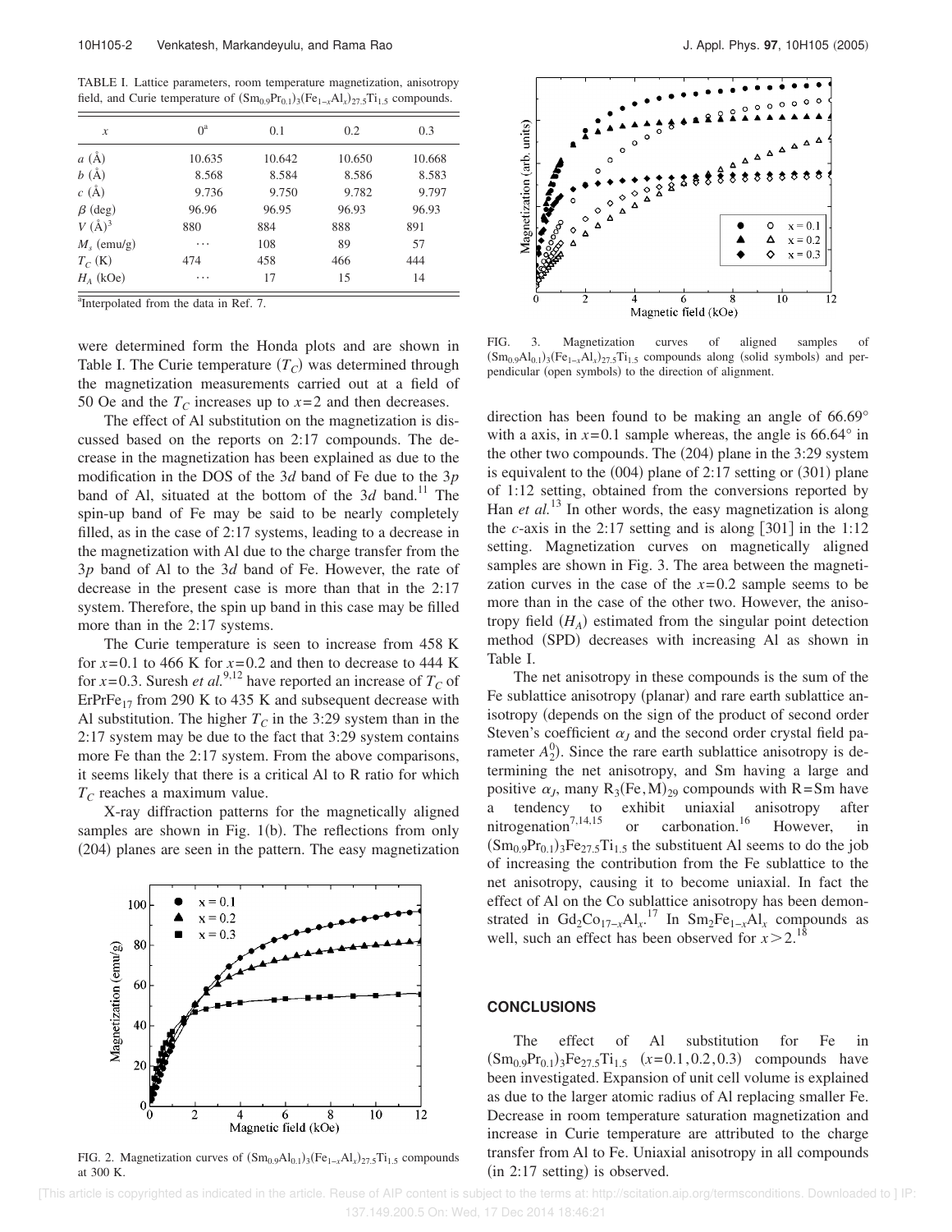TABLE I. Lattice parameters, room temperature magnetization, anisotropy field, and Curie temperature of $(Sm_{0.9}Pr_{0.1})_3(Fe_{1-x}Al_x)_{27.5}Ti_{1.5}$ compounds.

| $x$ | 0[a] | 0.1 | 0.2 | 0.3 |
|---|---|---|---|---|
| $a$ (Å) | 10.635 | 10.642 | 10.650 | 10.668 |
| $b$ (Å) | 8.568 | 8.584 | 8.586 | 8.583 |
| $c$ (Å) | 9.736 | 9.750 | 9.782 | 9.797 |
| $\beta$ (deg) | 96.96 | 96.95 | 96.93 | 96.93 |
| $V$ (Å)$^3$ | 880 | 884 | 888 | 891 |
| $M_s$ (emu/g) | ⋯ | 108 | 89 | 57 |
| $T_C$ (K) | 474 | 458 | 466 | 444 |
| $H_A$ (kOe) | ⋯ | 17 | 15 | 14 |

[a]Interpolated from the data in Ref. 7.

were determined form the Honda plots and are shown in Table I. The Curie temperature ($T_C$) was determined through the magnetization measurements carried out at a field of 50 Oe and the $T_C$ increases up to $x=2$ and then decreases.

The effect of Al substitution on the magnetization is discussed based on the reports on 2:17 compounds. The decrease in the magnetization has been explained as due to the modification in the DOS of the 3$d$ band of Fe due to the 3$p$ band of Al, situated at the bottom of the 3$d$ band.[11] The spin-up band of Fe may be said to be nearly completely filled, as in the case of 2:17 systems, leading to a decrease in the magnetization with Al due to the charge transfer from the 3$p$ band of Al to the 3$d$ band of Fe. However, the rate of decrease in the present case is more than that in the 2:17 system. Therefore, the spin up band in this case may be filled more than in the 2:17 systems.

The Curie temperature is seen to increase from 458 K for $x=0.1$ to 466 K for $x=0.2$ and then to decrease to 444 K for $x=0.3$. Suresh *et al.*[9,12] have reported an increase of $T_C$ of $ErPrFe_{17}$ from 290 K to 435 K and subsequent decrease with Al substitution. The higher $T_C$ in the 3:29 system than in the 2:17 system may be due to the fact that 3:29 system contains more Fe than the 2:17 system. From the above comparisons, it seems likely that there is a critical Al to R ratio for which $T_C$ reaches a maximum value.

X-ray diffraction patterns for the magnetically aligned samples are shown in Fig. 1(b). The reflections from only (204) planes are seen in the pattern. The easy magnetization direction has been found to be making an angle of 66.69° with a axis, in $x=0.1$ sample whereas, the angle is 66.64° in the other two compounds. The (204) plane in the 3:29 system is equivalent to the (004) plane of 2:17 setting or (301) plane of 1:12 setting, obtained from the conversions reported by Han *et al.*[13] In other words, the easy magnetization is along the $c$-axis in the 2:17 setting and is along [301] in the 1:12 setting. Magnetization curves on magnetically aligned samples are shown in Fig. 3. The area between the magnetization curves in the case of the $x=0.2$ sample seems to be more than in the case of the other two. However, the anisotropy field ($H_A$) estimated from the singular point detection method (SPD) decreases with increasing Al as shown in Table I.

FIG. 2. Magnetization curves of $(Sm_{0.9}Al_{0.1})_3(Fe_{1-x}Al_x)_{27.5}Ti_{1.5}$ compounds at 300 K.

FIG. 3. Magnetization curves of aligned samples of $(Sm_{0.9}Al_{0.1})_3(Fe_{1-x}Al_x)_{27.5}Ti_{1.5}$ compounds along (solid symbols) and perpendicular (open symbols) to the direction of alignment.

The net anisotropy in these compounds is the sum of the Fe sublattice anisotropy (planar) and rare earth sublattice anisotropy (depends on the sign of the product of second order Steven's coefficient $\alpha_J$ and the second order crystal field parameter $A_2^0$). Since the rare earth sublattice anisotropy is determining the net anisotropy, and Sm having a large and positive $\alpha_J$, many $R_3(Fe,M)_{29}$ compounds with R=Sm have a tendency to exhibit uniaxial anisotropy after nitrogenation[7,14,15] or carbonation.[16] However, in $(Sm_{0.9}Pr_{0.1})_3Fe_{27.5}Ti_{1.5}$ the substituent Al seems to do the job of increasing the contribution from the Fe sublattice to the net anisotropy, causing it to become uniaxial. In fact the effect of Al on the Co sublattice anisotropy has been demonstrated in $Gd_2Co_{17-x}Al_x$.[17] In $Sm_2Fe_{1-x}Al_x$ compounds as well, such an effect has been observed for $x>2$.[18]

## CONCLUSIONS

The effect of Al substitution for Fe in $(Sm_{0.9}Pr_{0.1})_3Fe_{27.5}Ti_{1.5}$ ($x=0.1, 0.2, 0.3$) compounds have been investigated. Expansion of unit cell volume is explained as due to the larger atomic radius of Al replacing smaller Fe. Decrease in room temperature saturation magnetization and increase in Curie temperature are attributed to the charge transfer from Al to Fe. Uniaxial anisotropy in all compounds (in 2:17 setting) is observed.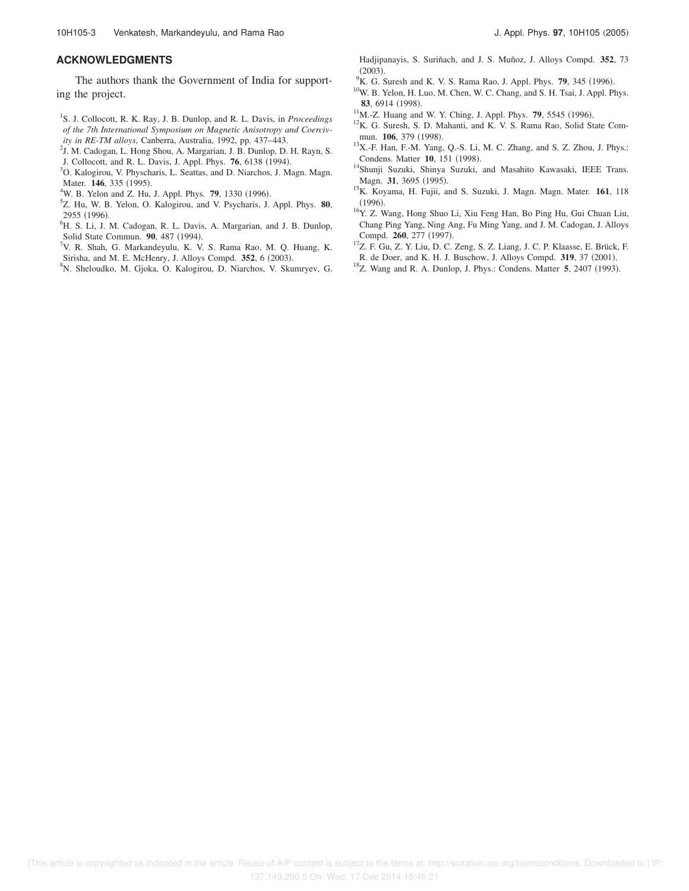## ACKNOWLEDGMENTS

The authors thank the Government of India for supporting the project.

[1]S. J. Collocott, R. K. Ray, J. B. Dunlop, and R. L. Davis, in *Proceedings of the 7th International Symposium on Magnetic Anisotropy and Coercivity in RE-TM alloys*, Canberra, Australia, 1992, pp. 437–443.

[2]J. M. Cadogan, L. Hong Shou, A. Margarian, J. B. Dunlop, D. H. Rayn, S. J. Collocott, and R. L. Davis, J. Appl. Phys. **76**, 6138 (1994).

[3]O. Kalogirou, V. Physcharis, L. Seattas, and D. Niarchos, J. Magn. Magn. Mater. **146**, 335 (1995).

[4]W. B. Yelon and Z. Hu, J. Appl. Phys. **79**, 1330 (1996).

[5]Z. Hu, W. B. Yelon, O. Kalogirou, and V. Psycharis, J. Appl. Phys. **80**, 2955 (1996).

[6]H. S. Li, J. M. Cadogan, R. L. Davis, A. Margarian, and J. B. Dunlop, Solid State Commun. **90**, 487 (1994).

[7]V. R. Shah, G. Markandeyulu, K. V. S. Rama Rao, M. Q. Huang, K. Sirisha, and M. E. McHenry, J. Alloys Compd. **352**, 6 (2003).

[8]N. Sheloudko, M. Gjoka, O. Kalogirou, D. Niarchos, V. Skumryev, G. Hadjipanayis, S. Suriñach, and J. S. Muñoz, J. Alloys Compd. **352**, 73 (2003).

[9]K. G. Suresh and K. V. S. Rama Rao, J. Appl. Phys. **79**, 345 (1996).

[10]W. B. Yelon, H. Luo, M. Chen, W. C. Chang, and S. H. Tsai, J. Appl. Phys. **83**, 6914 (1998).

[11]M.-Z. Huang and W. Y. Ching, J. Appl. Phys. **79**, 5545 (1996).

[12]K. G. Suresh, S. D. Mahanti, and K. V. S. Rama Rao, Solid State Commun. **106**, 379 (1998).

[13]X.-F. Han, F.-M. Yang, Q.-S. Li, M. C. Zhang, and S. Z. Zhou, J. Phys.: Condens. Matter **10**, 151 (1998).

[14]Shunji Suzuki, Shinya Suzuki, and Masahito Kawasaki, IEEE Trans. Magn. **31**, 3695 (1995).

[15]K. Koyama, H. Fujii, and S. Suzuki, J. Magn. Magn. Mater. **161**, 118 (1996).

[16]Y. Z. Wang, Hong Shuo Li, Xiu Feng Han, Bo Ping Hu, Gui Chuan Liu, Chang Ping Yang, Ning Ang, Fu Ming Yang, and J. M. Cadogan, J. Alloys Compd. **260**, 277 (1997).

[17]Z. F. Gu, Z. Y. Liu, D. C. Zeng, S. Z. Liang, J. C. P. Klaasse, E. Brück, F. R. de Doer, and K. H. J. Buschow, J. Alloys Compd. **319**, 37 (2001).

[18]Z. Wang and R. A. Dunlop, J. Phys.: Condens. Matter **5**, 2407 (1993).